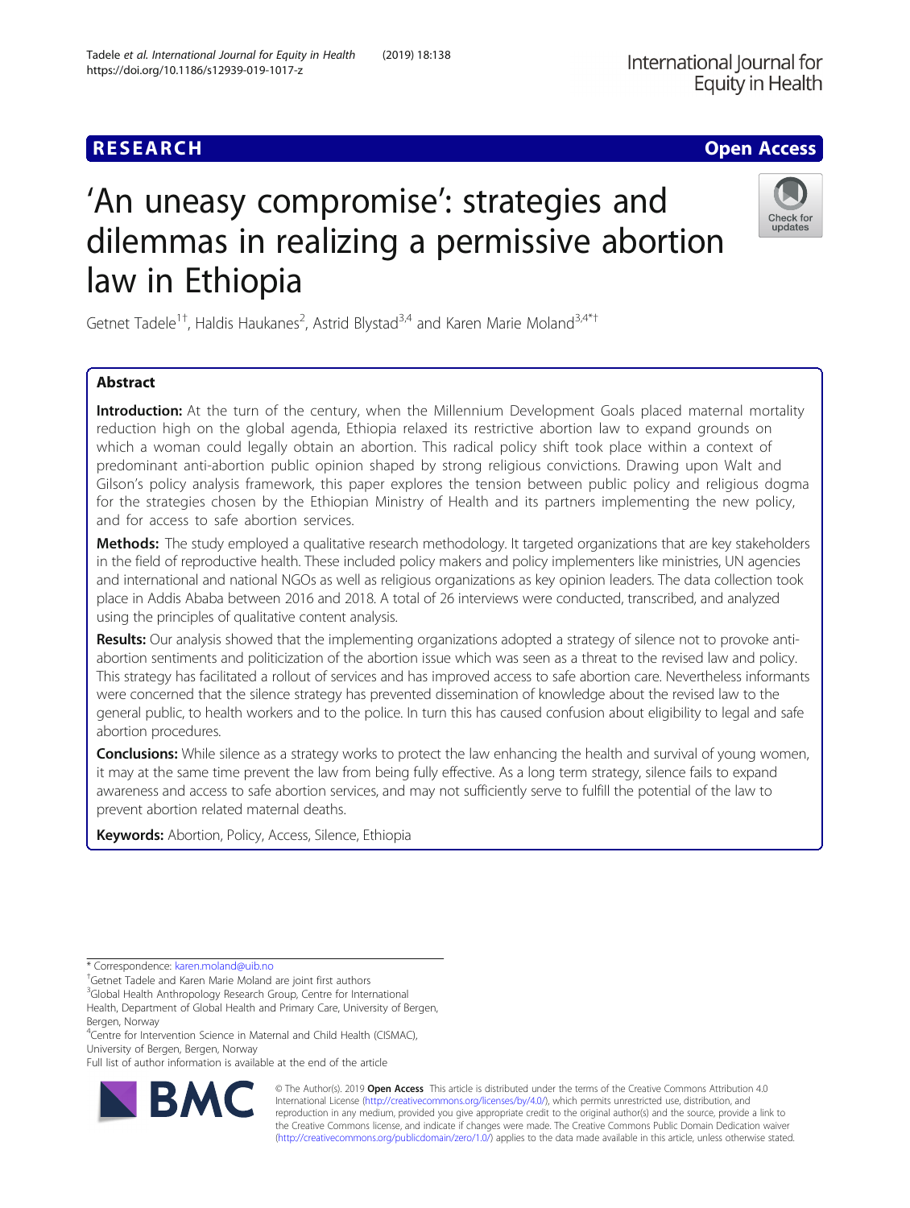RESEARCH

Open Access

# 'An uneasy compromise': strategies and dilemmas in realizing a permissive abortion law in Ethiopia

Getnet Tadele[1†], Haldis Haukanes[2], Astrid Blystad[3,4] and Karen Marie Moland[3,4*†]

## Abstract

**Introduction:** At the turn of the century, when the Millennium Development Goals placed maternal mortality reduction high on the global agenda, Ethiopia relaxed its restrictive abortion law to expand grounds on which a woman could legally obtain an abortion. This radical policy shift took place within a context of predominant anti-abortion public opinion shaped by strong religious convictions. Drawing upon Walt and Gilson's policy analysis framework, this paper explores the tension between public policy and religious dogma for the strategies chosen by the Ethiopian Ministry of Health and its partners implementing the new policy, and for access to safe abortion services.

**Methods:** The study employed a qualitative research methodology. It targeted organizations that are key stakeholders in the field of reproductive health. These included policy makers and policy implementers like ministries, UN agencies and international and national NGOs as well as religious organizations as key opinion leaders. The data collection took place in Addis Ababa between 2016 and 2018. A total of 26 interviews were conducted, transcribed, and analyzed using the principles of qualitative content analysis.

**Results:** Our analysis showed that the implementing organizations adopted a strategy of silence not to provoke anti-abortion sentiments and politicization of the abortion issue which was seen as a threat to the revised law and policy. This strategy has facilitated a rollout of services and has improved access to safe abortion care. Nevertheless informants were concerned that the silence strategy has prevented dissemination of knowledge about the revised law to the general public, to health workers and to the police. In turn this has caused confusion about eligibility to legal and safe abortion procedures.

**Conclusions:** While silence as a strategy works to protect the law enhancing the health and survival of young women, it may at the same time prevent the law from being fully effective. As a long term strategy, silence fails to expand awareness and access to safe abortion services, and may not sufficiently serve to fulfill the potential of the law to prevent abortion related maternal deaths.

**Keywords:** Abortion, Policy, Access, Silence, Ethiopia

---

\* Correspondence: karen.moland@uib.no

†Getnet Tadele and Karen Marie Moland are joint first authors

[3]Global Health Anthropology Research Group, Centre for International Health, Department of Global Health and Primary Care, University of Bergen, Bergen, Norway

[4]Centre for Intervention Science in Maternal and Child Health (CISMAC), University of Bergen, Bergen, Norway

Full list of author information is available at the end of the article

© The Author(s). 2019 **Open Access** This article is distributed under the terms of the Creative Commons Attribution 4.0 International License (http://creativecommons.org/licenses/by/4.0/), which permits unrestricted use, distribution, and reproduction in any medium, provided you give appropriate credit to the original author(s) and the source, provide a link to the Creative Commons license, and indicate if changes were made. The Creative Commons Public Domain Dedication waiver (http://creativecommons.org/publicdomain/zero/1.0/) applies to the data made available in this article, unless otherwise stated.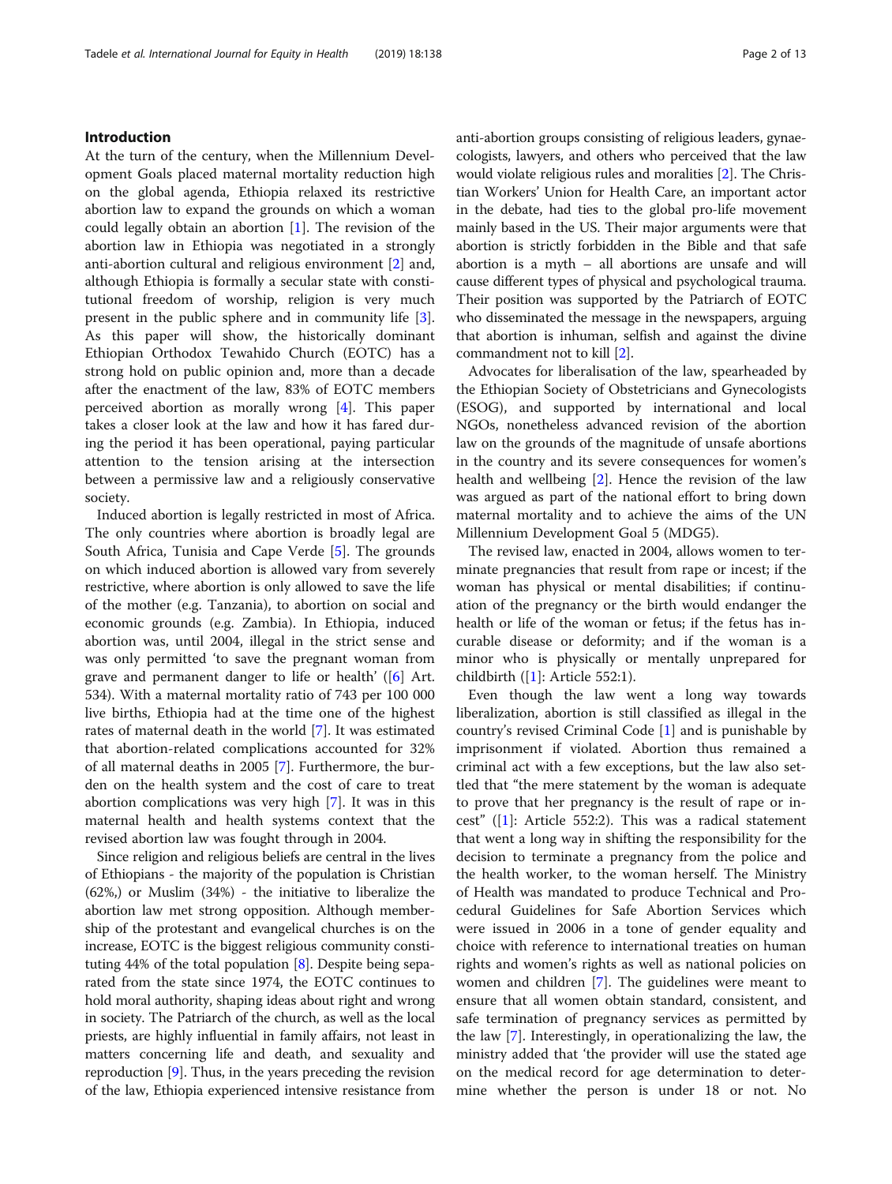## Introduction

At the turn of the century, when the Millennium Development Goals placed maternal mortality reduction high on the global agenda, Ethiopia relaxed its restrictive abortion law to expand the grounds on which a woman could legally obtain an abortion [1]. The revision of the abortion law in Ethiopia was negotiated in a strongly anti-abortion cultural and religious environment [2] and, although Ethiopia is formally a secular state with constitutional freedom of worship, religion is very much present in the public sphere and in community life [3]. As this paper will show, the historically dominant Ethiopian Orthodox Tewahido Church (EOTC) has a strong hold on public opinion and, more than a decade after the enactment of the law, 83% of EOTC members perceived abortion as morally wrong [4]. This paper takes a closer look at the law and how it has fared during the period it has been operational, paying particular attention to the tension arising at the intersection between a permissive law and a religiously conservative society.

Induced abortion is legally restricted in most of Africa. The only countries where abortion is broadly legal are South Africa, Tunisia and Cape Verde [5]. The grounds on which induced abortion is allowed vary from severely restrictive, where abortion is only allowed to save the life of the mother (e.g. Tanzania), to abortion on social and economic grounds (e.g. Zambia). In Ethiopia, induced abortion was, until 2004, illegal in the strict sense and was only permitted 'to save the pregnant woman from grave and permanent danger to life or health' ([6] Art. 534). With a maternal mortality ratio of 743 per 100 000 live births, Ethiopia had at the time one of the highest rates of maternal death in the world [7]. It was estimated that abortion-related complications accounted for 32% of all maternal deaths in 2005 [7]. Furthermore, the burden on the health system and the cost of care to treat abortion complications was very high [7]. It was in this maternal health and health systems context that the revised abortion law was fought through in 2004.

Since religion and religious beliefs are central in the lives of Ethiopians - the majority of the population is Christian (62%,) or Muslim (34%) - the initiative to liberalize the abortion law met strong opposition. Although membership of the protestant and evangelical churches is on the increase, EOTC is the biggest religious community constituting 44% of the total population [8]. Despite being separated from the state since 1974, the EOTC continues to hold moral authority, shaping ideas about right and wrong in society. The Patriarch of the church, as well as the local priests, are highly influential in family affairs, not least in matters concerning life and death, and sexuality and reproduction [9]. Thus, in the years preceding the revision of the law, Ethiopia experienced intensive resistance from anti-abortion groups consisting of religious leaders, gynaecologists, lawyers, and others who perceived that the law would violate religious rules and moralities [2]. The Christian Workers' Union for Health Care, an important actor in the debate, had ties to the global pro-life movement mainly based in the US. Their major arguments were that abortion is strictly forbidden in the Bible and that safe abortion is a myth – all abortions are unsafe and will cause different types of physical and psychological trauma. Their position was supported by the Patriarch of EOTC who disseminated the message in the newspapers, arguing that abortion is inhuman, selfish and against the divine commandment not to kill [2].

Advocates for liberalisation of the law, spearheaded by the Ethiopian Society of Obstetricians and Gynecologists (ESOG), and supported by international and local NGOs, nonetheless advanced revision of the abortion law on the grounds of the magnitude of unsafe abortions in the country and its severe consequences for women's health and wellbeing [2]. Hence the revision of the law was argued as part of the national effort to bring down maternal mortality and to achieve the aims of the UN Millennium Development Goal 5 (MDG5).

The revised law, enacted in 2004, allows women to terminate pregnancies that result from rape or incest; if the woman has physical or mental disabilities; if continuation of the pregnancy or the birth would endanger the health or life of the woman or fetus; if the fetus has incurable disease or deformity; and if the woman is a minor who is physically or mentally unprepared for childbirth ([1]: Article 552:1).

Even though the law went a long way towards liberalization, abortion is still classified as illegal in the country's revised Criminal Code [1] and is punishable by imprisonment if violated. Abortion thus remained a criminal act with a few exceptions, but the law also settled that "the mere statement by the woman is adequate to prove that her pregnancy is the result of rape or incest" ([1]: Article 552:2). This was a radical statement that went a long way in shifting the responsibility for the decision to terminate a pregnancy from the police and the health worker, to the woman herself. The Ministry of Health was mandated to produce Technical and Procedural Guidelines for Safe Abortion Services which were issued in 2006 in a tone of gender equality and choice with reference to international treaties on human rights and women's rights as well as national policies on women and children [7]. The guidelines were meant to ensure that all women obtain standard, consistent, and safe termination of pregnancy services as permitted by the law [7]. Interestingly, in operationalizing the law, the ministry added that 'the provider will use the stated age on the medical record for age determination to determine whether the person is under 18 or not. No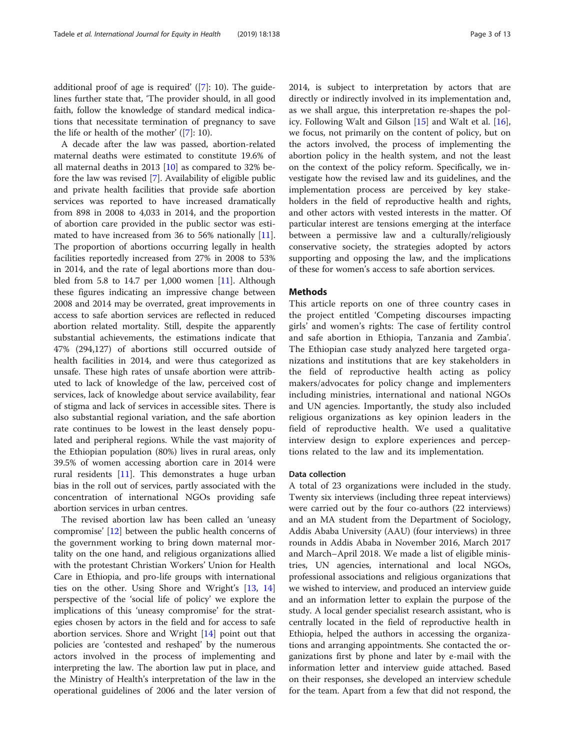additional proof of age is required' ([7]: 10). The guidelines further state that, 'The provider should, in all good faith, follow the knowledge of standard medical indications that necessitate termination of pregnancy to save the life or health of the mother' ([7]: 10).

A decade after the law was passed, abortion-related maternal deaths were estimated to constitute 19.6% of all maternal deaths in 2013 [10] as compared to 32% before the law was revised [7]. Availability of eligible public and private health facilities that provide safe abortion services was reported to have increased dramatically from 898 in 2008 to 4,033 in 2014, and the proportion of abortion care provided in the public sector was estimated to have increased from 36 to 56% nationally [11]. The proportion of abortions occurring legally in health facilities reportedly increased from 27% in 2008 to 53% in 2014, and the rate of legal abortions more than doubled from 5.8 to 14.7 per 1,000 women [11]. Although these figures indicating an impressive change between 2008 and 2014 may be overrated, great improvements in access to safe abortion services are reflected in reduced abortion related mortality. Still, despite the apparently substantial achievements, the estimations indicate that 47% (294,127) of abortions still occurred outside of health facilities in 2014, and were thus categorized as unsafe. These high rates of unsafe abortion were attributed to lack of knowledge of the law, perceived cost of services, lack of knowledge about service availability, fear of stigma and lack of services in accessible sites. There is also substantial regional variation, and the safe abortion rate continues to be lowest in the least densely populated and peripheral regions. While the vast majority of the Ethiopian population (80%) lives in rural areas, only 39.5% of women accessing abortion care in 2014 were rural residents [11]. This demonstrates a huge urban bias in the roll out of services, partly associated with the concentration of international NGOs providing safe abortion services in urban centres.

The revised abortion law has been called an 'uneasy compromise' [12] between the public health concerns of the government working to bring down maternal mortality on the one hand, and religious organizations allied with the protestant Christian Workers' Union for Health Care in Ethiopia, and pro-life groups with international ties on the other. Using Shore and Wright's [13, 14] perspective of the 'social life of policy' we explore the implications of this 'uneasy compromise' for the strategies chosen by actors in the field and for access to safe abortion services. Shore and Wright [14] point out that policies are 'contested and reshaped' by the numerous actors involved in the process of implementing and interpreting the law. The abortion law put in place, and the Ministry of Health's interpretation of the law in the operational guidelines of 2006 and the later version of 2014, is subject to interpretation by actors that are directly or indirectly involved in its implementation and, as we shall argue, this interpretation re-shapes the policy. Following Walt and Gilson [15] and Walt et al. [16], we focus, not primarily on the content of policy, but on the actors involved, the process of implementing the abortion policy in the health system, and not the least on the context of the policy reform. Specifically, we investigate how the revised law and its guidelines, and the implementation process are perceived by key stakeholders in the field of reproductive health and rights, and other actors with vested interests in the matter. Of particular interest are tensions emerging at the interface between a permissive law and a culturally/religiously conservative society, the strategies adopted by actors supporting and opposing the law, and the implications of these for women's access to safe abortion services.

## Methods

This article reports on one of three country cases in the project entitled 'Competing discourses impacting girls' and women's rights: The case of fertility control and safe abortion in Ethiopia, Tanzania and Zambia'. The Ethiopian case study analyzed here targeted organizations and institutions that are key stakeholders in the field of reproductive health acting as policy makers/advocates for policy change and implementers including ministries, international and national NGOs and UN agencies. Importantly, the study also included religious organizations as key opinion leaders in the field of reproductive health. We used a qualitative interview design to explore experiences and perceptions related to the law and its implementation.

### Data collection

A total of 23 organizations were included in the study. Twenty six interviews (including three repeat interviews) were carried out by the four co-authors (22 interviews) and an MA student from the Department of Sociology, Addis Ababa University (AAU) (four interviews) in three rounds in Addis Ababa in November 2016, March 2017 and March–April 2018. We made a list of eligible ministries, UN agencies, international and local NGOs, professional associations and religious organizations that we wished to interview, and produced an interview guide and an information letter to explain the purpose of the study. A local gender specialist research assistant, who is centrally located in the field of reproductive health in Ethiopia, helped the authors in accessing the organizations and arranging appointments. She contacted the organizations first by phone and later by e-mail with the information letter and interview guide attached. Based on their responses, she developed an interview schedule for the team. Apart from a few that did not respond, the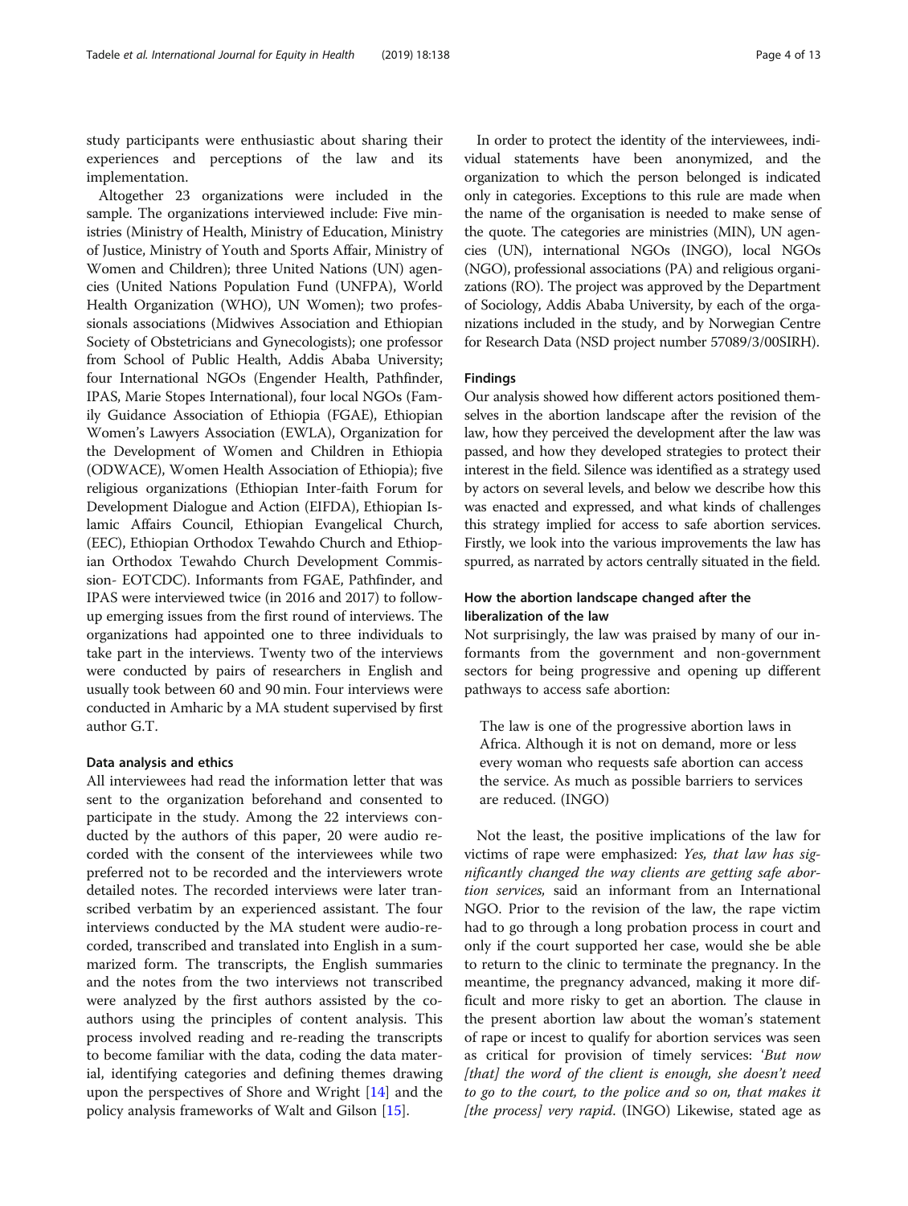study participants were enthusiastic about sharing their experiences and perceptions of the law and its implementation.

Altogether 23 organizations were included in the sample. The organizations interviewed include: Five ministries (Ministry of Health, Ministry of Education, Ministry of Justice, Ministry of Youth and Sports Affair, Ministry of Women and Children); three United Nations (UN) agencies (United Nations Population Fund (UNFPA), World Health Organization (WHO), UN Women); two professionals associations (Midwives Association and Ethiopian Society of Obstetricians and Gynecologists); one professor from School of Public Health, Addis Ababa University; four International NGOs (Engender Health, Pathfinder, IPAS, Marie Stopes International), four local NGOs (Family Guidance Association of Ethiopia (FGAE), Ethiopian Women's Lawyers Association (EWLA), Organization for the Development of Women and Children in Ethiopia (ODWACE), Women Health Association of Ethiopia); five religious organizations (Ethiopian Inter-faith Forum for Development Dialogue and Action (EIFDA), Ethiopian Islamic Affairs Council, Ethiopian Evangelical Church, (EEC), Ethiopian Orthodox Tewahdo Church and Ethiopian Orthodox Tewahdo Church Development Commission- EOTCDC). Informants from FGAE, Pathfinder, and IPAS were interviewed twice (in 2016 and 2017) to follow-up emerging issues from the first round of interviews. The organizations had appointed one to three individuals to take part in the interviews. Twenty two of the interviews were conducted by pairs of researchers in English and usually took between 60 and 90 min. Four interviews were conducted in Amharic by a MA student supervised by first author G.T.

### Data analysis and ethics

All interviewees had read the information letter that was sent to the organization beforehand and consented to participate in the study. Among the 22 interviews conducted by the authors of this paper, 20 were audio recorded with the consent of the interviewees while two preferred not to be recorded and the interviewers wrote detailed notes. The recorded interviews were later transcribed verbatim by an experienced assistant. The four interviews conducted by the MA student were audio-recorded, transcribed and translated into English in a summarized form. The transcripts, the English summaries and the notes from the two interviews not transcribed were analyzed by the first authors assisted by the co-authors using the principles of content analysis. This process involved reading and re-reading the transcripts to become familiar with the data, coding the data material, identifying categories and defining themes drawing upon the perspectives of Shore and Wright [14] and the policy analysis frameworks of Walt and Gilson [15].

In order to protect the identity of the interviewees, individual statements have been anonymized, and the organization to which the person belonged is indicated only in categories. Exceptions to this rule are made when the name of the organisation is needed to make sense of the quote. The categories are ministries (MIN), UN agencies (UN), international NGOs (INGO), local NGOs (NGO), professional associations (PA) and religious organizations (RO). The project was approved by the Department of Sociology, Addis Ababa University, by each of the organizations included in the study, and by Norwegian Centre for Research Data (NSD project number 57089/3/00SIRH).

## Findings

Our analysis showed how different actors positioned themselves in the abortion landscape after the revision of the law, how they perceived the development after the law was passed, and how they developed strategies to protect their interest in the field. Silence was identified as a strategy used by actors on several levels, and below we describe how this was enacted and expressed, and what kinds of challenges this strategy implied for access to safe abortion services. Firstly, we look into the various improvements the law has spurred, as narrated by actors centrally situated in the field.

### How the abortion landscape changed after the liberalization of the law

Not surprisingly, the law was praised by many of our informants from the government and non-government sectors for being progressive and opening up different pathways to access safe abortion:

> The law is one of the progressive abortion laws in Africa. Although it is not on demand, more or less every woman who requests safe abortion can access the service. As much as possible barriers to services are reduced. (INGO)

Not the least, the positive implications of the law for victims of rape were emphasized: *Yes, that law has significantly changed the way clients are getting safe abortion services,* said an informant from an International NGO. Prior to the revision of the law, the rape victim had to go through a long probation process in court and only if the court supported her case, would she be able to return to the clinic to terminate the pregnancy. In the meantime, the pregnancy advanced, making it more difficult and more risky to get an abortion. The clause in the present abortion law about the woman's statement of rape or incest to qualify for abortion services was seen as critical for provision of timely services: '*But now [that] the word of the client is enough, she doesn't need to go to the court, to the police and so on, that makes it [the process] very rapid*. (INGO) Likewise, stated age as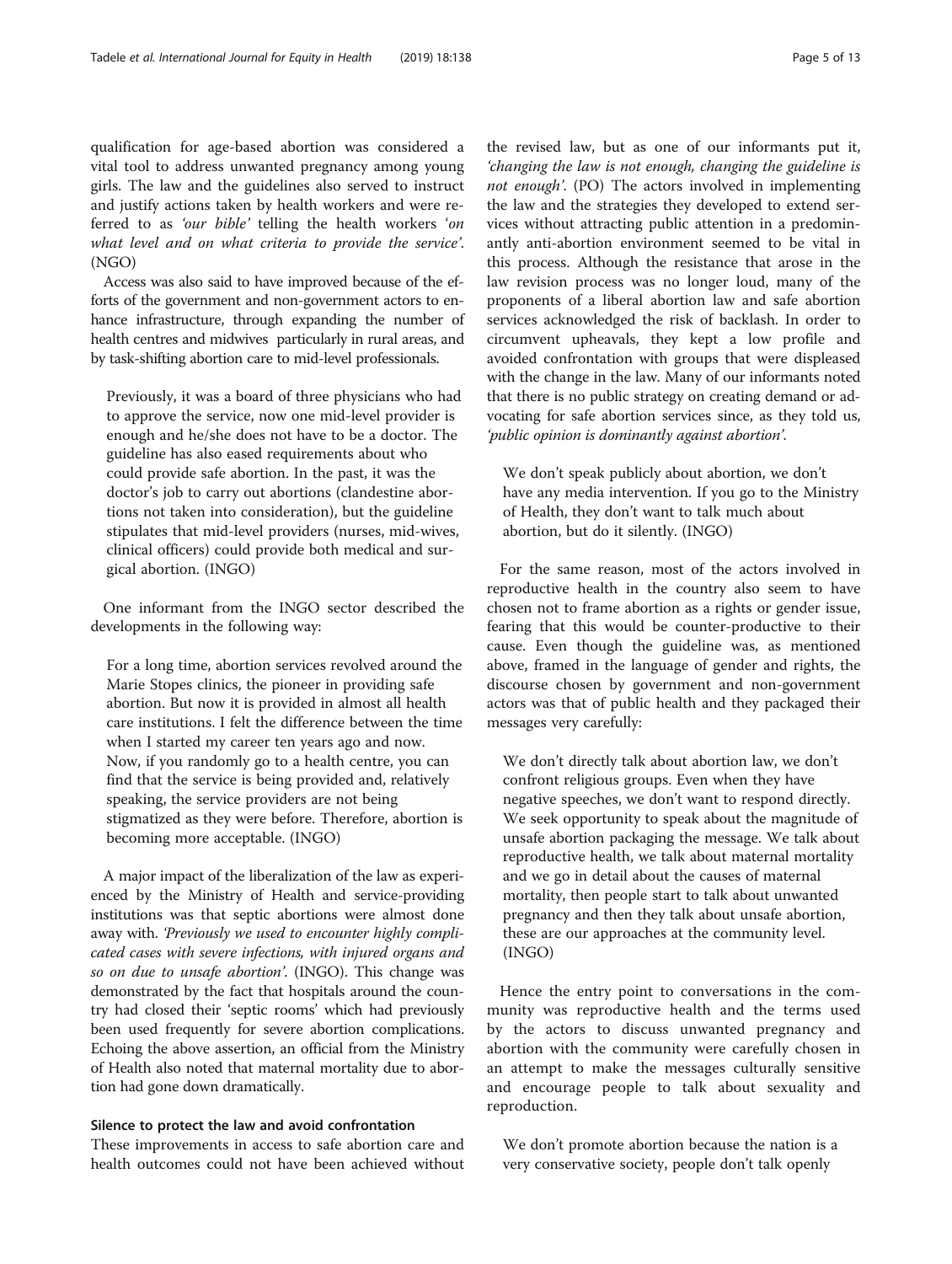qualification for age-based abortion was considered a vital tool to address unwanted pregnancy among young girls. The law and the guidelines also served to instruct and justify actions taken by health workers and were referred to as *'our bible'* telling the health workers *'on what level and on what criteria to provide the service'*. (NGO)

Access was also said to have improved because of the efforts of the government and non-government actors to enhance infrastructure, through expanding the number of health centres and midwives particularly in rural areas, and by task-shifting abortion care to mid-level professionals.

> Previously, it was a board of three physicians who had to approve the service, now one mid-level provider is enough and he/she does not have to be a doctor. The guideline has also eased requirements about who could provide safe abortion. In the past, it was the doctor's job to carry out abortions (clandestine abortions not taken into consideration), but the guideline stipulates that mid-level providers (nurses, mid-wives, clinical officers) could provide both medical and surgical abortion. (INGO)

One informant from the INGO sector described the developments in the following way:

> For a long time, abortion services revolved around the Marie Stopes clinics, the pioneer in providing safe abortion. But now it is provided in almost all health care institutions. I felt the difference between the time when I started my career ten years ago and now. Now, if you randomly go to a health centre, you can find that the service is being provided and, relatively speaking, the service providers are not being stigmatized as they were before. Therefore, abortion is becoming more acceptable. (INGO)

A major impact of the liberalization of the law as experienced by the Ministry of Health and service-providing institutions was that septic abortions were almost done away with. *'Previously we used to encounter highly complicated cases with severe infections, with injured organs and so on due to unsafe abortion'*. (INGO). This change was demonstrated by the fact that hospitals around the country had closed their 'septic rooms' which had previously been used frequently for severe abortion complications. Echoing the above assertion, an official from the Ministry of Health also noted that maternal mortality due to abortion had gone down dramatically.

### Silence to protect the law and avoid confrontation

These improvements in access to safe abortion care and health outcomes could not have been achieved without the revised law, but as one of our informants put it, *'changing the law is not enough, changing the guideline is not enough'*. (PO) The actors involved in implementing the law and the strategies they developed to extend services without attracting public attention in a predominantly anti-abortion environment seemed to be vital in this process. Although the resistance that arose in the law revision process was no longer loud, many of the proponents of a liberal abortion law and safe abortion services acknowledged the risk of backlash. In order to circumvent upheavals, they kept a low profile and avoided confrontation with groups that were displeased with the change in the law. Many of our informants noted that there is no public strategy on creating demand or advocating for safe abortion services since, as they told us, *'public opinion is dominantly against abortion'*.

> We don't speak publicly about abortion, we don't have any media intervention. If you go to the Ministry of Health, they don't want to talk much about abortion, but do it silently. (INGO)

For the same reason, most of the actors involved in reproductive health in the country also seem to have chosen not to frame abortion as a rights or gender issue, fearing that this would be counter-productive to their cause. Even though the guideline was, as mentioned above, framed in the language of gender and rights, the discourse chosen by government and non-government actors was that of public health and they packaged their messages very carefully:

> We don't directly talk about abortion law, we don't confront religious groups. Even when they have negative speeches, we don't want to respond directly. We seek opportunity to speak about the magnitude of unsafe abortion packaging the message. We talk about reproductive health, we talk about maternal mortality and we go in detail about the causes of maternal mortality, then people start to talk about unwanted pregnancy and then they talk about unsafe abortion, these are our approaches at the community level. (INGO)

Hence the entry point to conversations in the community was reproductive health and the terms used by the actors to discuss unwanted pregnancy and abortion with the community were carefully chosen in an attempt to make the messages culturally sensitive and encourage people to talk about sexuality and reproduction.

> We don't promote abortion because the nation is a very conservative society, people don't talk openly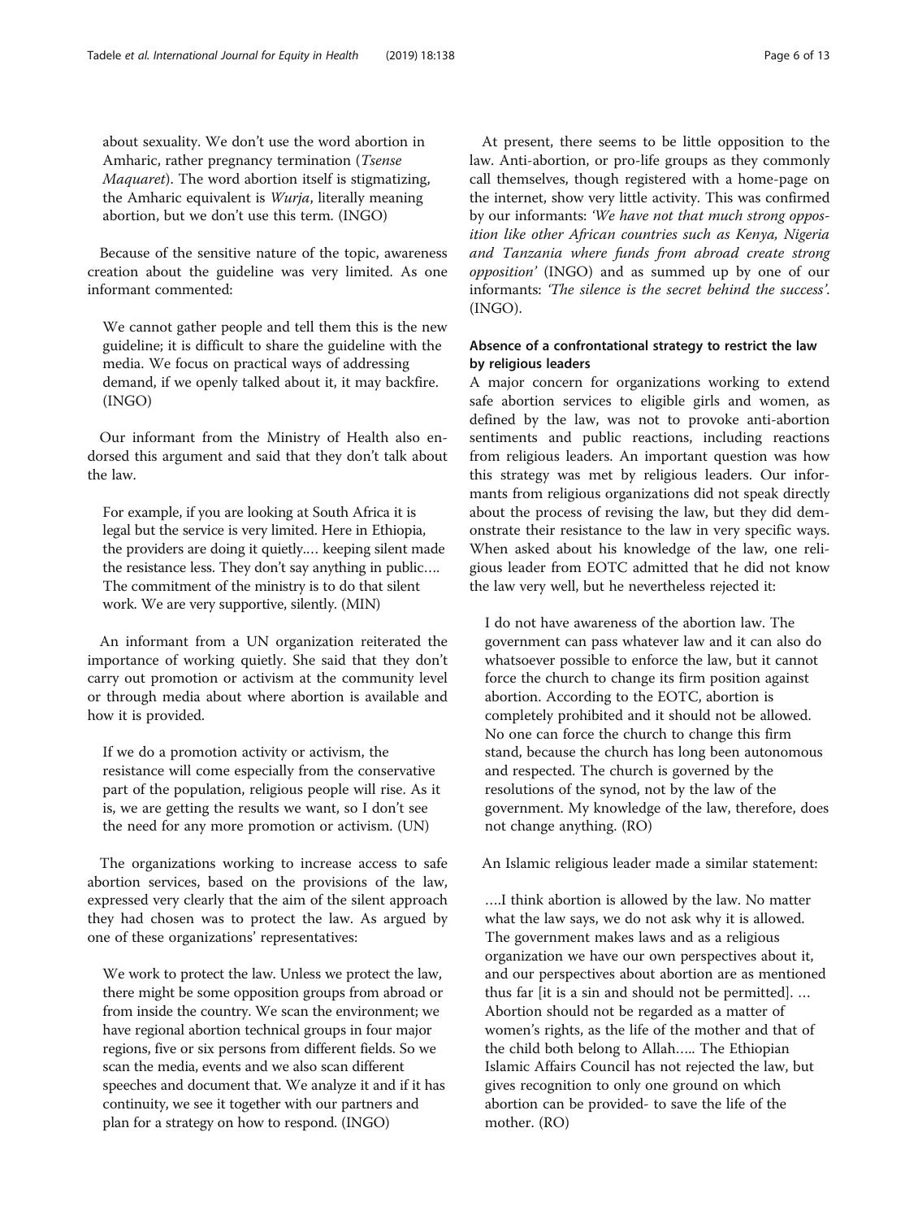> about sexuality. We don't use the word abortion in Amharic, rather pregnancy termination (*Tsense Maquaret*). The word abortion itself is stigmatizing, the Amharic equivalent is *Wurja*, literally meaning abortion, but we don't use this term. (INGO)

Because of the sensitive nature of the topic, awareness creation about the guideline was very limited. As one informant commented:

> We cannot gather people and tell them this is the new guideline; it is difficult to share the guideline with the media. We focus on practical ways of addressing demand, if we openly talked about it, it may backfire. (INGO)

Our informant from the Ministry of Health also endorsed this argument and said that they don't talk about the law.

> For example, if you are looking at South Africa it is legal but the service is very limited. Here in Ethiopia, the providers are doing it quietly.… keeping silent made the resistance less. They don't say anything in public…. The commitment of the ministry is to do that silent work. We are very supportive, silently. (MIN)

An informant from a UN organization reiterated the importance of working quietly. She said that they don't carry out promotion or activism at the community level or through media about where abortion is available and how it is provided.

> If we do a promotion activity or activism, the resistance will come especially from the conservative part of the population, religious people will rise. As it is, we are getting the results we want, so I don't see the need for any more promotion or activism. (UN)

The organizations working to increase access to safe abortion services, based on the provisions of the law, expressed very clearly that the aim of the silent approach they had chosen was to protect the law. As argued by one of these organizations' representatives:

> We work to protect the law. Unless we protect the law, there might be some opposition groups from abroad or from inside the country. We scan the environment; we have regional abortion technical groups in four major regions, five or six persons from different fields. So we scan the media, events and we also scan different speeches and document that. We analyze it and if it has continuity, we see it together with our partners and plan for a strategy on how to respond. (INGO)

At present, there seems to be little opposition to the law. Anti-abortion, or pro-life groups as they commonly call themselves, though registered with a home-page on the internet, show very little activity. This was confirmed by our informants: *'We have not that much strong opposition like other African countries such as Kenya, Nigeria and Tanzania where funds from abroad create strong opposition'* (INGO) and as summed up by one of our informants: *'The silence is the secret behind the success'.* (INGO).

### Absence of a confrontational strategy to restrict the law by religious leaders

A major concern for organizations working to extend safe abortion services to eligible girls and women, as defined by the law, was not to provoke anti-abortion sentiments and public reactions, including reactions from religious leaders. An important question was how this strategy was met by religious leaders. Our informants from religious organizations did not speak directly about the process of revising the law, but they did demonstrate their resistance to the law in very specific ways. When asked about his knowledge of the law, one religious leader from EOTC admitted that he did not know the law very well, but he nevertheless rejected it:

> I do not have awareness of the abortion law. The government can pass whatever law and it can also do whatsoever possible to enforce the law, but it cannot force the church to change its firm position against abortion. According to the EOTC, abortion is completely prohibited and it should not be allowed. No one can force the church to change this firm stand, because the church has long been autonomous and respected. The church is governed by the resolutions of the synod, not by the law of the government. My knowledge of the law, therefore, does not change anything. (RO)

An Islamic religious leader made a similar statement:

> ….I think abortion is allowed by the law. No matter what the law says, we do not ask why it is allowed. The government makes laws and as a religious organization we have our own perspectives about it, and our perspectives about abortion are as mentioned thus far [it is a sin and should not be permitted]. … Abortion should not be regarded as a matter of women's rights, as the life of the mother and that of the child both belong to Allah….. The Ethiopian Islamic Affairs Council has not rejected the law, but gives recognition to only one ground on which abortion can be provided- to save the life of the mother. (RO)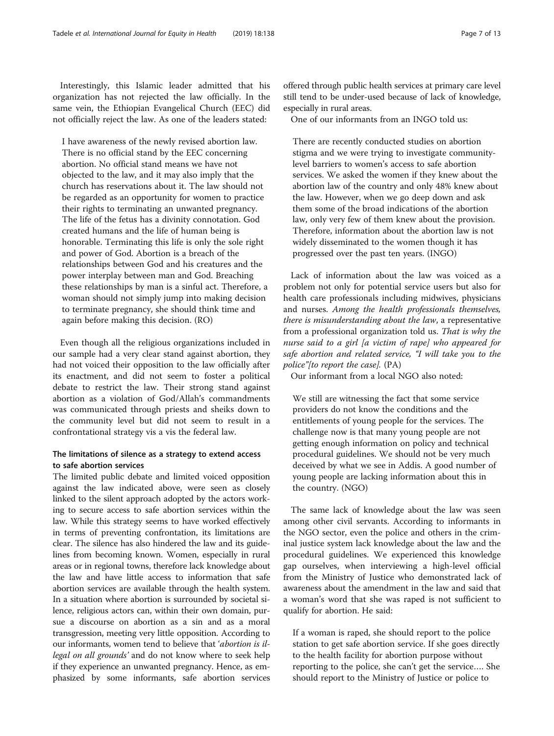Interestingly, this Islamic leader admitted that his organization has not rejected the law officially. In the same vein, the Ethiopian Evangelical Church (EEC) did not officially reject the law. As one of the leaders stated:

> I have awareness of the newly revised abortion law. There is no official stand by the EEC concerning abortion. No official stand means we have not objected to the law, and it may also imply that the church has reservations about it. The law should not be regarded as an opportunity for women to practice their rights to terminating an unwanted pregnancy. The life of the fetus has a divinity connotation. God created humans and the life of human being is honorable. Terminating this life is only the sole right and power of God. Abortion is a breach of the relationships between God and his creatures and the power interplay between man and God. Breaching these relationships by man is a sinful act. Therefore, a woman should not simply jump into making decision to terminate pregnancy, she should think time and again before making this decision. (RO)

Even though all the religious organizations included in our sample had a very clear stand against abortion, they had not voiced their opposition to the law officially after its enactment, and did not seem to foster a political debate to restrict the law. Their strong stand against abortion as a violation of God/Allah's commandments was communicated through priests and sheiks down to the community level but did not seem to result in a confrontational strategy vis a vis the federal law.

### The limitations of silence as a strategy to extend access to safe abortion services

The limited public debate and limited voiced opposition against the law indicated above, were seen as closely linked to the silent approach adopted by the actors working to secure access to safe abortion services within the law. While this strategy seems to have worked effectively in terms of preventing confrontation, its limitations are clear. The silence has also hindered the law and its guidelines from becoming known. Women, especially in rural areas or in regional towns, therefore lack knowledge about the law and have little access to information that safe abortion services are available through the health system. In a situation where abortion is surrounded by societal silence, religious actors can, within their own domain, pursue a discourse on abortion as a sin and as a moral transgression, meeting very little opposition. According to our informants, women tend to believe that '*abortion is illegal on all grounds*' and do not know where to seek help if they experience an unwanted pregnancy. Hence, as emphasized by some informants, safe abortion services offered through public health services at primary care level still tend to be under-used because of lack of knowledge, especially in rural areas.

One of our informants from an INGO told us:

> There are recently conducted studies on abortion stigma and we were trying to investigate community-level barriers to women's access to safe abortion services. We asked the women if they knew about the abortion law of the country and only 48% knew about the law. However, when we go deep down and ask them some of the broad indications of the abortion law, only very few of them knew about the provision. Therefore, information about the abortion law is not widely disseminated to the women though it has progressed over the past ten years. (INGO)

Lack of information about the law was voiced as a problem not only for potential service users but also for health care professionals including midwives, physicians and nurses. *Among the health professionals themselves, there is misunderstanding about the law*, a representative from a professional organization told us. *That is why the nurse said to a girl [a victim of rape] who appeared for safe abortion and related service, "I will take you to the police"[to report the case].* (PA)

Our informant from a local NGO also noted:

> We still are witnessing the fact that some service providers do not know the conditions and the entitlements of young people for the services. The challenge now is that many young people are not getting enough information on policy and technical procedural guidelines. We should not be very much deceived by what we see in Addis. A good number of young people are lacking information about this in the country. (NGO)

The same lack of knowledge about the law was seen among other civil servants. According to informants in the NGO sector, even the police and others in the criminal justice system lack knowledge about the law and the procedural guidelines. We experienced this knowledge gap ourselves, when interviewing a high-level official from the Ministry of Justice who demonstrated lack of awareness about the amendment in the law and said that a woman's word that she was raped is not sufficient to qualify for abortion. He said:

> If a woman is raped, she should report to the police station to get safe abortion service. If she goes directly to the health facility for abortion purpose without reporting to the police, she can't get the service…. She should report to the Ministry of Justice or police to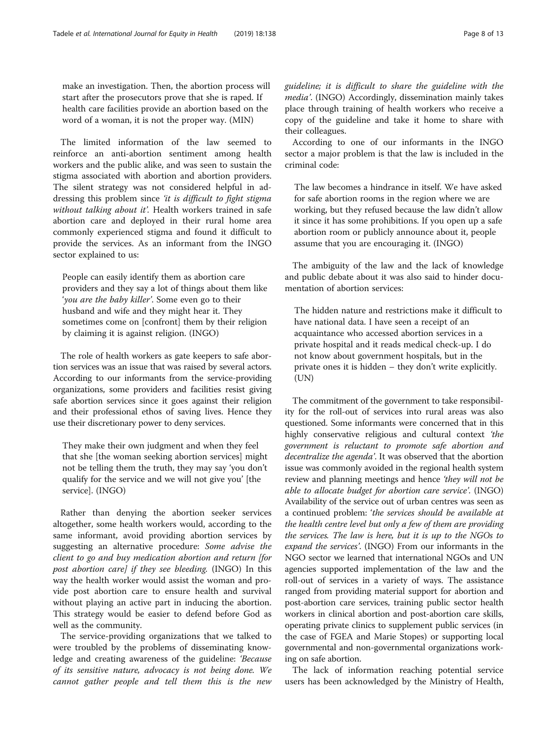make an investigation. Then, the abortion process will start after the prosecutors prove that she is raped. If health care facilities provide an abortion based on the word of a woman, it is not the proper way. (MIN)

The limited information of the law seemed to reinforce an anti-abortion sentiment among health workers and the public alike, and was seen to sustain the stigma associated with abortion and abortion providers. The silent strategy was not considered helpful in addressing this problem since *'it is difficult to fight stigma without talking about it'*. Health workers trained in safe abortion care and deployed in their rural home area commonly experienced stigma and found it difficult to provide the services. As an informant from the INGO sector explained to us:

> People can easily identify them as abortion care providers and they say a lot of things about them like *'you are the baby killer'*. Some even go to their husband and wife and they might hear it. They sometimes come on [confront] them by their religion by claiming it is against religion. (INGO)

The role of health workers as gate keepers to safe abortion services was an issue that was raised by several actors. According to our informants from the service-providing organizations, some providers and facilities resist giving safe abortion services since it goes against their religion and their professional ethos of saving lives. Hence they use their discretionary power to deny services.

> They make their own judgment and when they feel that she [the woman seeking abortion services] might not be telling them the truth, they may say 'you don't qualify for the service and we will not give you' [the service]. (INGO)

Rather than denying the abortion seeker services altogether, some health workers would, according to the same informant, avoid providing abortion services by suggesting an alternative procedure: *Some advise the client to go and buy medication abortion and return [for post abortion care] if they see bleeding.* (INGO) In this way the health worker would assist the woman and provide post abortion care to ensure health and survival without playing an active part in inducing the abortion. This strategy would be easier to defend before God as well as the community.

The service-providing organizations that we talked to were troubled by the problems of disseminating knowledge and creating awareness of the guideline: *'Because of its sensitive nature, advocacy is not being done. We cannot gather people and tell them this is the new guideline; it is difficult to share the guideline with the media'*. (INGO) Accordingly, dissemination mainly takes place through training of health workers who receive a copy of the guideline and take it home to share with their colleagues.

According to one of our informants in the INGO sector a major problem is that the law is included in the criminal code:

> The law becomes a hindrance in itself. We have asked for safe abortion rooms in the region where we are working, but they refused because the law didn't allow it since it has some prohibitions. If you open up a safe abortion room or publicly announce about it, people assume that you are encouraging it. (INGO)

The ambiguity of the law and the lack of knowledge and public debate about it was also said to hinder documentation of abortion services:

> The hidden nature and restrictions make it difficult to have national data. I have seen a receipt of an acquaintance who accessed abortion services in a private hospital and it reads medical check-up. I do not know about government hospitals, but in the private ones it is hidden – they don't write explicitly. (UN)

The commitment of the government to take responsibility for the roll-out of services into rural areas was also questioned. Some informants were concerned that in this highly conservative religious and cultural context *'the government is reluctant to promote safe abortion and decentralize the agenda'*. It was observed that the abortion issue was commonly avoided in the regional health system review and planning meetings and hence *'they will not be able to allocate budget for abortion care service'*. (INGO) Availability of the service out of urban centres was seen as a continued problem: *'the services should be available at the health centre level but only a few of them are providing the services. The law is here, but it is up to the NGOs to expand the services'*. (INGO) From our informants in the NGO sector we learned that international NGOs and UN agencies supported implementation of the law and the roll-out of services in a variety of ways. The assistance ranged from providing material support for abortion and post-abortion care services, training public sector health workers in clinical abortion and post-abortion care skills, operating private clinics to supplement public services (in the case of FGEA and Marie Stopes) or supporting local governmental and non-governmental organizations working on safe abortion.

The lack of information reaching potential service users has been acknowledged by the Ministry of Health,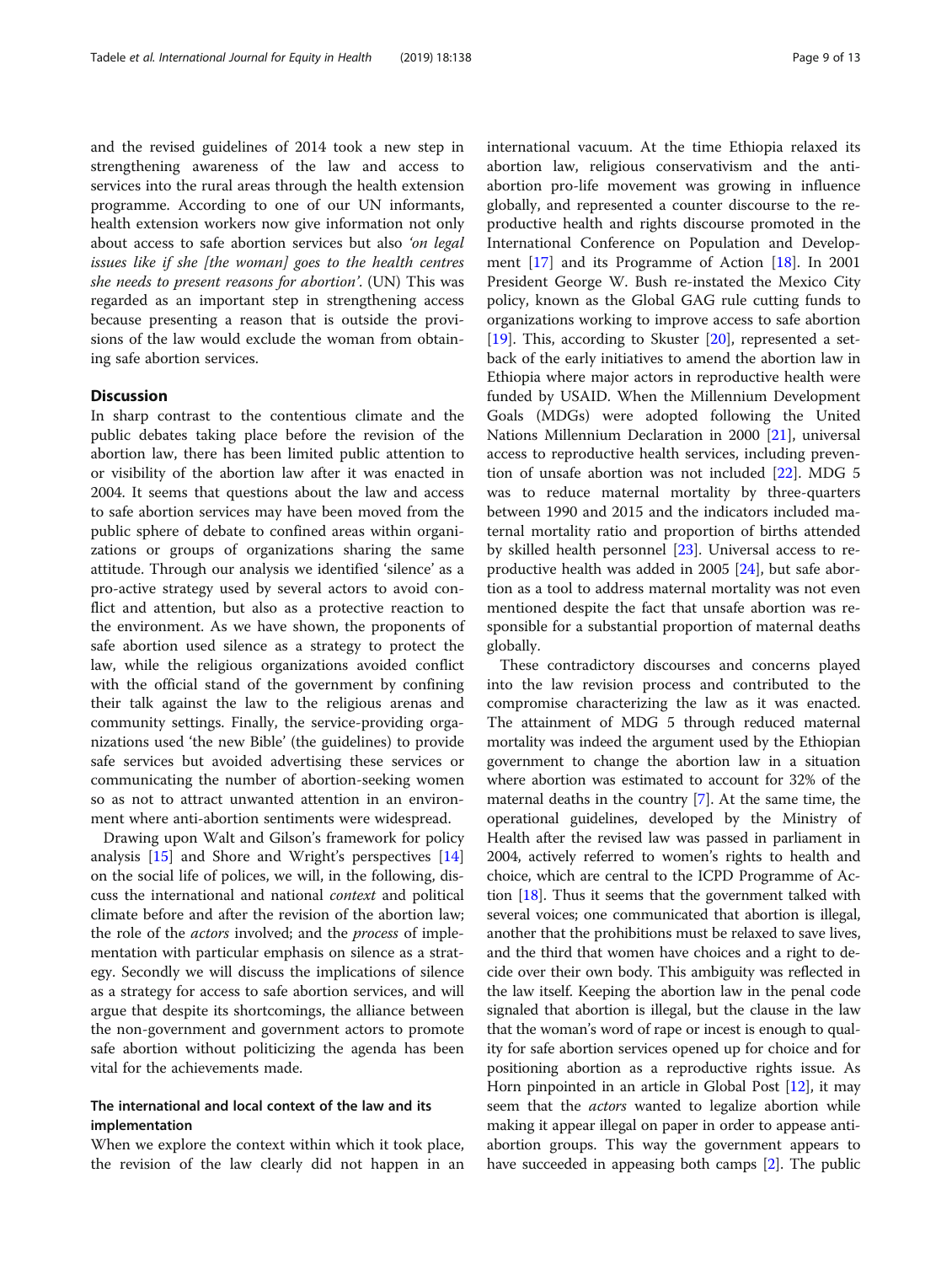and the revised guidelines of 2014 took a new step in strengthening awareness of the law and access to services into the rural areas through the health extension programme. According to one of our UN informants, health extension workers now give information not only about access to safe abortion services but also *'on legal issues like if she [the woman] goes to the health centres she needs to present reasons for abortion'*. (UN) This was regarded as an important step in strengthening access because presenting a reason that is outside the provisions of the law would exclude the woman from obtaining safe abortion services.

## Discussion

In sharp contrast to the contentious climate and the public debates taking place before the revision of the abortion law, there has been limited public attention to or visibility of the abortion law after it was enacted in 2004. It seems that questions about the law and access to safe abortion services may have been moved from the public sphere of debate to confined areas within organizations or groups of organizations sharing the same attitude. Through our analysis we identified 'silence' as a pro-active strategy used by several actors to avoid conflict and attention, but also as a protective reaction to the environment. As we have shown, the proponents of safe abortion used silence as a strategy to protect the law, while the religious organizations avoided conflict with the official stand of the government by confining their talk against the law to the religious arenas and community settings. Finally, the service-providing organizations used 'the new Bible' (the guidelines) to provide safe services but avoided advertising these services or communicating the number of abortion-seeking women so as not to attract unwanted attention in an environment where anti-abortion sentiments were widespread.

Drawing upon Walt and Gilson's framework for policy analysis [15] and Shore and Wright's perspectives [14] on the social life of polices, we will, in the following, discuss the international and national *context* and political climate before and after the revision of the abortion law; the role of the *actors* involved; and the *process* of implementation with particular emphasis on silence as a strategy. Secondly we will discuss the implications of silence as a strategy for access to safe abortion services, and will argue that despite its shortcomings, the alliance between the non-government and government actors to promote safe abortion without politicizing the agenda has been vital for the achievements made.

### The international and local context of the law and its implementation

When we explore the context within which it took place, the revision of the law clearly did not happen in an international vacuum. At the time Ethiopia relaxed its abortion law, religious conservativism and the anti-abortion pro-life movement was growing in influence globally, and represented a counter discourse to the reproductive health and rights discourse promoted in the International Conference on Population and Development [17] and its Programme of Action [18]. In 2001 President George W. Bush re-instated the Mexico City policy, known as the Global GAG rule cutting funds to organizations working to improve access to safe abortion [19]. This, according to Skuster [20], represented a setback of the early initiatives to amend the abortion law in Ethiopia where major actors in reproductive health were funded by USAID. When the Millennium Development Goals (MDGs) were adopted following the United Nations Millennium Declaration in 2000 [21], universal access to reproductive health services, including prevention of unsafe abortion was not included [22]. MDG 5 was to reduce maternal mortality by three-quarters between 1990 and 2015 and the indicators included maternal mortality ratio and proportion of births attended by skilled health personnel [23]. Universal access to reproductive health was added in 2005 [24], but safe abortion as a tool to address maternal mortality was not even mentioned despite the fact that unsafe abortion was responsible for a substantial proportion of maternal deaths globally.

These contradictory discourses and concerns played into the law revision process and contributed to the compromise characterizing the law as it was enacted. The attainment of MDG 5 through reduced maternal mortality was indeed the argument used by the Ethiopian government to change the abortion law in a situation where abortion was estimated to account for 32% of the maternal deaths in the country [7]. At the same time, the operational guidelines, developed by the Ministry of Health after the revised law was passed in parliament in 2004, actively referred to women's rights to health and choice, which are central to the ICPD Programme of Action [18]. Thus it seems that the government talked with several voices; one communicated that abortion is illegal, another that the prohibitions must be relaxed to save lives, and the third that women have choices and a right to decide over their own body. This ambiguity was reflected in the law itself. Keeping the abortion law in the penal code signaled that abortion is illegal, but the clause in the law that the woman's word of rape or incest is enough to qualify for safe abortion services opened up for choice and for positioning abortion as a reproductive rights issue. As Horn pinpointed in an article in Global Post [12], it may seem that the *actors* wanted to legalize abortion while making it appear illegal on paper in order to appease anti-abortion groups. This way the government appears to have succeeded in appeasing both camps [2]. The public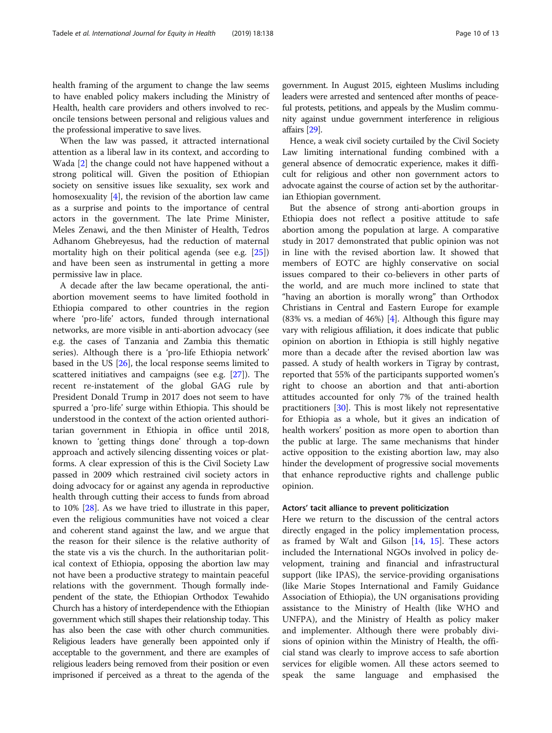health framing of the argument to change the law seems to have enabled policy makers including the Ministry of Health, health care providers and others involved to reconcile tensions between personal and religious values and the professional imperative to save lives.

When the law was passed, it attracted international attention as a liberal law in its context, and according to Wada [2] the change could not have happened without a strong political will. Given the position of Ethiopian society on sensitive issues like sexuality, sex work and homosexuality [4], the revision of the abortion law came as a surprise and points to the importance of central actors in the government. The late Prime Minister, Meles Zenawi, and the then Minister of Health, Tedros Adhanom Ghebreyesus, had the reduction of maternal mortality high on their political agenda (see e.g. [25]) and have been seen as instrumental in getting a more permissive law in place.

A decade after the law became operational, the anti-abortion movement seems to have limited foothold in Ethiopia compared to other countries in the region where 'pro-life' actors, funded through international networks, are more visible in anti-abortion advocacy (see e.g. the cases of Tanzania and Zambia this thematic series). Although there is a 'pro-life Ethiopia network' based in the US [26], the local response seems limited to scattered initiatives and campaigns (see e.g. [27]). The recent re-instatement of the global GAG rule by President Donald Trump in 2017 does not seem to have spurred a 'pro-life' surge within Ethiopia. This should be understood in the context of the action oriented authoritarian government in Ethiopia in office until 2018, known to 'getting things done' through a top-down approach and actively silencing dissenting voices or platforms. A clear expression of this is the Civil Society Law passed in 2009 which restrained civil society actors in doing advocacy for or against any agenda in reproductive health through cutting their access to funds from abroad to 10% [28]. As we have tried to illustrate in this paper, even the religious communities have not voiced a clear and coherent stand against the law, and we argue that the reason for their silence is the relative authority of the state vis a vis the church. In the authoritarian political context of Ethiopia, opposing the abortion law may not have been a productive strategy to maintain peaceful relations with the government. Though formally independent of the state, the Ethiopian Orthodox Tewahido Church has a history of interdependence with the Ethiopian government which still shapes their relationship today. This has also been the case with other church communities. Religious leaders have generally been appointed only if acceptable to the government, and there are examples of religious leaders being removed from their position or even imprisoned if perceived as a threat to the agenda of the government. In August 2015, eighteen Muslims including leaders were arrested and sentenced after months of peaceful protests, petitions, and appeals by the Muslim community against undue government interference in religious affairs [29].

Hence, a weak civil society curtailed by the Civil Society Law limiting international funding combined with a general absence of democratic experience, makes it difficult for religious and other non government actors to advocate against the course of action set by the authoritarian Ethiopian government.

But the absence of strong anti-abortion groups in Ethiopia does not reflect a positive attitude to safe abortion among the population at large. A comparative study in 2017 demonstrated that public opinion was not in line with the revised abortion law. It showed that members of EOTC are highly conservative on social issues compared to their co-believers in other parts of the world, and are much more inclined to state that "having an abortion is morally wrong" than Orthodox Christians in Central and Eastern Europe for example (83% vs. a median of 46%) [4]. Although this figure may vary with religious affiliation, it does indicate that public opinion on abortion in Ethiopia is still highly negative more than a decade after the revised abortion law was passed. A study of health workers in Tigray by contrast, reported that 55% of the participants supported women's right to choose an abortion and that anti-abortion attitudes accounted for only 7% of the trained health practitioners [30]. This is most likely not representative for Ethiopia as a whole, but it gives an indication of health workers' position as more open to abortion than the public at large. The same mechanisms that hinder active opposition to the existing abortion law, may also hinder the development of progressive social movements that enhance reproductive rights and challenge public opinion.

### Actors' tacit alliance to prevent politicization

Here we return to the discussion of the central actors directly engaged in the policy implementation process, as framed by Walt and Gilson [14, 15]. These actors included the International NGOs involved in policy development, training and financial and infrastructural support (like IPAS), the service-providing organisations (like Marie Stopes International and Family Guidance Association of Ethiopia), the UN organisations providing assistance to the Ministry of Health (like WHO and UNFPA), and the Ministry of Health as policy maker and implementer. Although there were probably divisions of opinion within the Ministry of Health, the official stand was clearly to improve access to safe abortion services for eligible women. All these actors seemed to speak the same language and emphasised the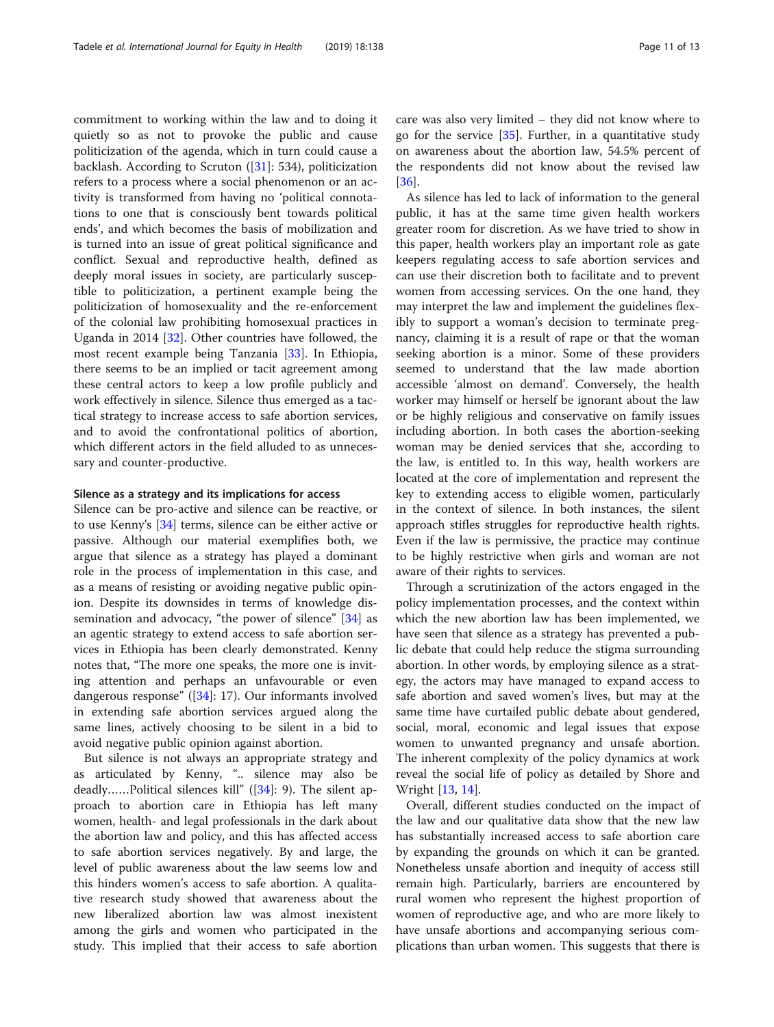commitment to working within the law and to doing it quietly so as not to provoke the public and cause politicization of the agenda, which in turn could cause a backlash. According to Scruton ([31]: 534), politicization refers to a process where a social phenomenon or an activity is transformed from having no 'political connotations to one that is consciously bent towards political ends', and which becomes the basis of mobilization and is turned into an issue of great political significance and conflict. Sexual and reproductive health, defined as deeply moral issues in society, are particularly susceptible to politicization, a pertinent example being the politicization of homosexuality and the re-enforcement of the colonial law prohibiting homosexual practices in Uganda in 2014 [32]. Other countries have followed, the most recent example being Tanzania [33]. In Ethiopia, there seems to be an implied or tacit agreement among these central actors to keep a low profile publicly and work effectively in silence. Silence thus emerged as a tactical strategy to increase access to safe abortion services, and to avoid the confrontational politics of abortion, which different actors in the field alluded to as unnecessary and counter-productive.

#### Silence as a strategy and its implications for access

Silence can be pro-active and silence can be reactive, or to use Kenny's [34] terms, silence can be either active or passive. Although our material exemplifies both, we argue that silence as a strategy has played a dominant role in the process of implementation in this case, and as a means of resisting or avoiding negative public opinion. Despite its downsides in terms of knowledge dissemination and advocacy, "the power of silence" [34] as an agentic strategy to extend access to safe abortion services in Ethiopia has been clearly demonstrated. Kenny notes that, "The more one speaks, the more one is inviting attention and perhaps an unfavourable or even dangerous response" ([34]: 17). Our informants involved in extending safe abortion services argued along the same lines, actively choosing to be silent in a bid to avoid negative public opinion against abortion.

But silence is not always an appropriate strategy and as articulated by Kenny, ".. silence may also be deadly……Political silences kill" ([34]: 9). The silent approach to abortion care in Ethiopia has left many women, health- and legal professionals in the dark about the abortion law and policy, and this has affected access to safe abortion services negatively. By and large, the level of public awareness about the law seems low and this hinders women's access to safe abortion. A qualitative research study showed that awareness about the new liberalized abortion law was almost inexistent among the girls and women who participated in the study. This implied that their access to safe abortion care was also very limited – they did not know where to go for the service [35]. Further, in a quantitative study on awareness about the abortion law, 54.5% percent of the respondents did not know about the revised law [36].

As silence has led to lack of information to the general public, it has at the same time given health workers greater room for discretion. As we have tried to show in this paper, health workers play an important role as gate keepers regulating access to safe abortion services and can use their discretion both to facilitate and to prevent women from accessing services. On the one hand, they may interpret the law and implement the guidelines flexibly to support a woman's decision to terminate pregnancy, claiming it is a result of rape or that the woman seeking abortion is a minor. Some of these providers seemed to understand that the law made abortion accessible 'almost on demand'. Conversely, the health worker may himself or herself be ignorant about the law or be highly religious and conservative on family issues including abortion. In both cases the abortion-seeking woman may be denied services that she, according to the law, is entitled to. In this way, health workers are located at the core of implementation and represent the key to extending access to eligible women, particularly in the context of silence. In both instances, the silent approach stifles struggles for reproductive health rights. Even if the law is permissive, the practice may continue to be highly restrictive when girls and woman are not aware of their rights to services.

Through a scrutinization of the actors engaged in the policy implementation processes, and the context within which the new abortion law has been implemented, we have seen that silence as a strategy has prevented a public debate that could help reduce the stigma surrounding abortion. In other words, by employing silence as a strategy, the actors may have managed to expand access to safe abortion and saved women's lives, but may at the same time have curtailed public debate about gendered, social, moral, economic and legal issues that expose women to unwanted pregnancy and unsafe abortion. The inherent complexity of the policy dynamics at work reveal the social life of policy as detailed by Shore and Wright [13, 14].

Overall, different studies conducted on the impact of the law and our qualitative data show that the new law has substantially increased access to safe abortion care by expanding the grounds on which it can be granted. Nonetheless unsafe abortion and inequity of access still remain high. Particularly, barriers are encountered by rural women who represent the highest proportion of women of reproductive age, and who are more likely to have unsafe abortions and accompanying serious complications than urban women. This suggests that there is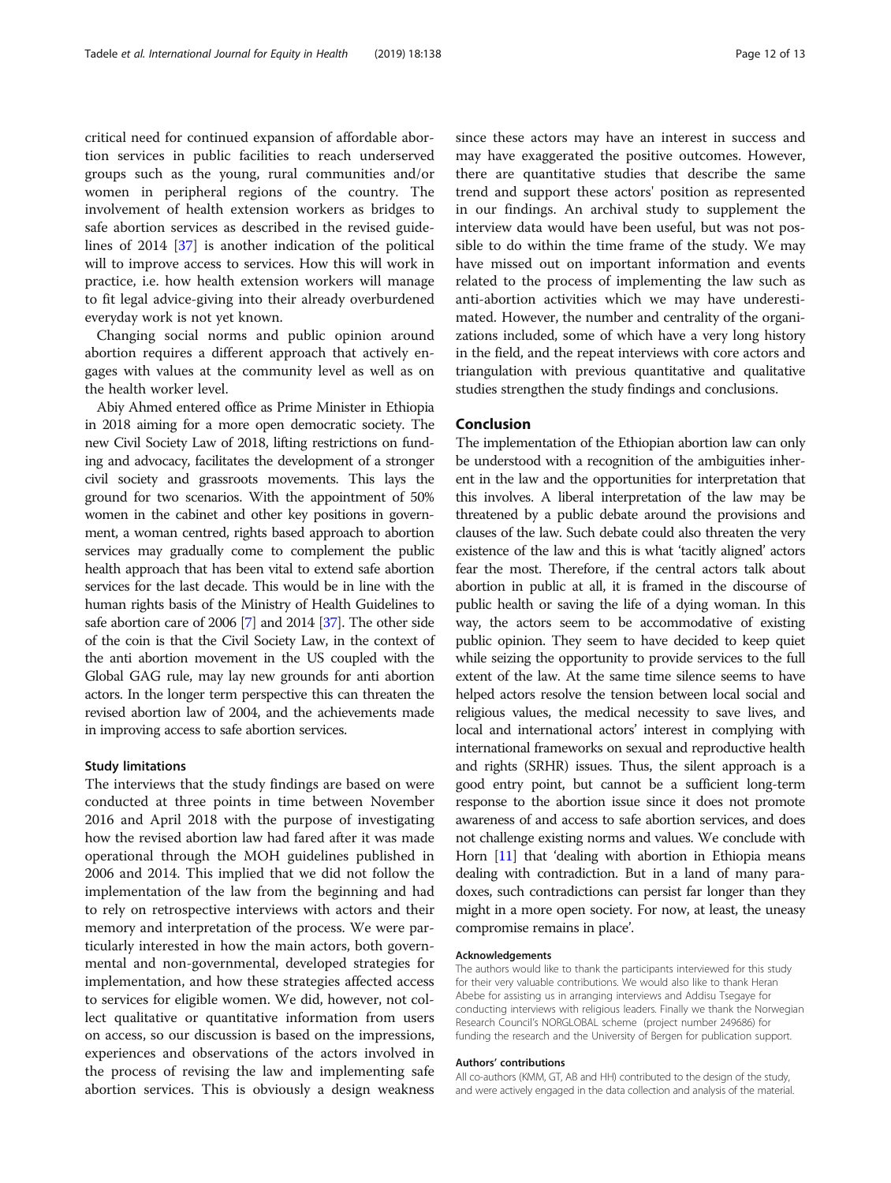critical need for continued expansion of affordable abortion services in public facilities to reach underserved groups such as the young, rural communities and/or women in peripheral regions of the country. The involvement of health extension workers as bridges to safe abortion services as described in the revised guidelines of 2014 [37] is another indication of the political will to improve access to services. How this will work in practice, i.e. how health extension workers will manage to fit legal advice-giving into their already overburdened everyday work is not yet known.

Changing social norms and public opinion around abortion requires a different approach that actively engages with values at the community level as well as on the health worker level.

Abiy Ahmed entered office as Prime Minister in Ethiopia in 2018 aiming for a more open democratic society. The new Civil Society Law of 2018, lifting restrictions on funding and advocacy, facilitates the development of a stronger civil society and grassroots movements. This lays the ground for two scenarios. With the appointment of 50% women in the cabinet and other key positions in government, a woman centred, rights based approach to abortion services may gradually come to complement the public health approach that has been vital to extend safe abortion services for the last decade. This would be in line with the human rights basis of the Ministry of Health Guidelines to safe abortion care of 2006 [7] and 2014 [37]. The other side of the coin is that the Civil Society Law, in the context of the anti abortion movement in the US coupled with the Global GAG rule, may lay new grounds for anti abortion actors. In the longer term perspective this can threaten the revised abortion law of 2004, and the achievements made in improving access to safe abortion services.

### Study limitations

The interviews that the study findings are based on were conducted at three points in time between November 2016 and April 2018 with the purpose of investigating how the revised abortion law had fared after it was made operational through the MOH guidelines published in 2006 and 2014. This implied that we did not follow the implementation of the law from the beginning and had to rely on retrospective interviews with actors and their memory and interpretation of the process. We were particularly interested in how the main actors, both governmental and non-governmental, developed strategies for implementation, and how these strategies affected access to services for eligible women. We did, however, not collect qualitative or quantitative information from users on access, so our discussion is based on the impressions, experiences and observations of the actors involved in the process of revising the law and implementing safe abortion services. This is obviously a design weakness since these actors may have an interest in success and may have exaggerated the positive outcomes. However, there are quantitative studies that describe the same trend and support these actors' position as represented in our findings. An archival study to supplement the interview data would have been useful, but was not possible to do within the time frame of the study. We may have missed out on important information and events related to the process of implementing the law such as anti-abortion activities which we may have underestimated. However, the number and centrality of the organizations included, some of which have a very long history in the field, and the repeat interviews with core actors and triangulation with previous quantitative and qualitative studies strengthen the study findings and conclusions.

## Conclusion

The implementation of the Ethiopian abortion law can only be understood with a recognition of the ambiguities inherent in the law and the opportunities for interpretation that this involves. A liberal interpretation of the law may be threatened by a public debate around the provisions and clauses of the law. Such debate could also threaten the very existence of the law and this is what 'tacitly aligned' actors fear the most. Therefore, if the central actors talk about abortion in public at all, it is framed in the discourse of public health or saving the life of a dying woman. In this way, the actors seem to be accommodative of existing public opinion. They seem to have decided to keep quiet while seizing the opportunity to provide services to the full extent of the law. At the same time silence seems to have helped actors resolve the tension between local social and religious values, the medical necessity to save lives, and local and international actors' interest in complying with international frameworks on sexual and reproductive health and rights (SRHR) issues. Thus, the silent approach is a good entry point, but cannot be a sufficient long-term response to the abortion issue since it does not promote awareness of and access to safe abortion services, and does not challenge existing norms and values. We conclude with Horn [11] that 'dealing with abortion in Ethiopia means dealing with contradiction. But in a land of many paradoxes, such contradictions can persist far longer than they might in a more open society. For now, at least, the uneasy compromise remains in place'.

#### Acknowledgements

The authors would like to thank the participants interviewed for this study for their very valuable contributions. We would also like to thank Heran Abebe for assisting us in arranging interviews and Addisu Tsegaye for conducting interviews with religious leaders. Finally we thank the Norwegian Research Council's NORGLOBAL scheme (project number 249686) for funding the research and the University of Bergen for publication support.

#### Authors' contributions

All co-authors (KMM, GT, AB and HH) contributed to the design of the study, and were actively engaged in the data collection and analysis of the material.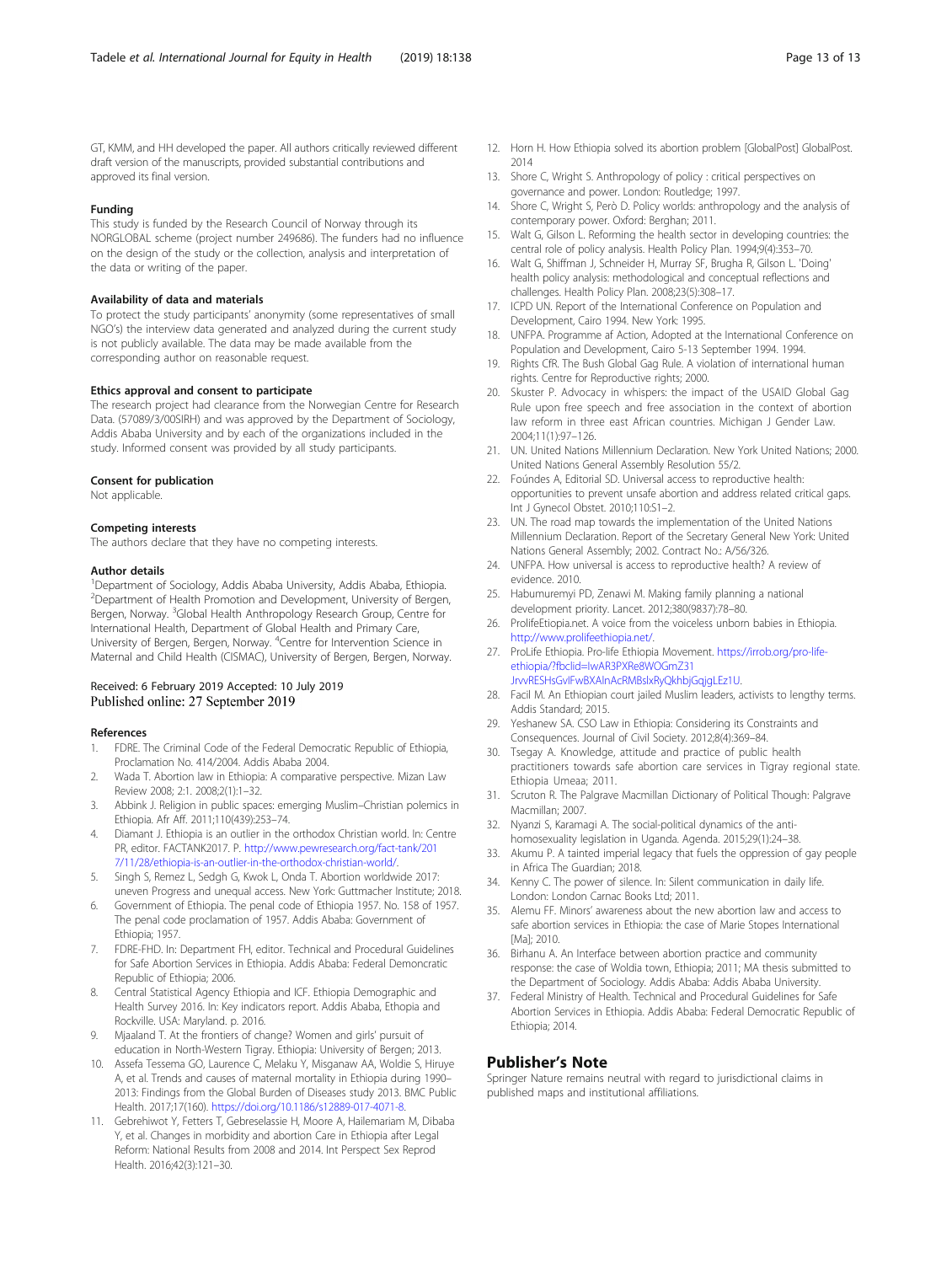GT, KMM, and HH developed the paper. All authors critically reviewed different draft version of the manuscripts, provided substantial contributions and approved its final version.

#### Funding

This study is funded by the Research Council of Norway through its NORGLOBAL scheme (project number 249686). The funders had no influence on the design of the study or the collection, analysis and interpretation of the data or writing of the paper.

#### Availability of data and materials

To protect the study participants' anonymity (some representatives of small NGO's) the interview data generated and analyzed during the current study is not publicly available. The data may be made available from the corresponding author on reasonable request.

#### Ethics approval and consent to participate

The research project had clearance from the Norwegian Centre for Research Data. (57089/3/00SIRH) and was approved by the Department of Sociology, Addis Ababa University and by each of the organizations included in the study. Informed consent was provided by all study participants.

#### Consent for publication

Not applicable.

#### Competing interests

The authors declare that they have no competing interests.

#### Author details

[1]Department of Sociology, Addis Ababa University, Addis Ababa, Ethiopia. [2]Department of Health Promotion and Development, University of Bergen, Bergen, Norway. [3]Global Health Anthropology Research Group, Centre for International Health, Department of Global Health and Primary Care, University of Bergen, Bergen, Norway. [4]Centre for Intervention Science in Maternal and Child Health (CISMAC), University of Bergen, Bergen, Norway.

Received: 6 February 2019 Accepted: 10 July 2019
Published online: 27 September 2019

#### References

1. FDRE. The Criminal Code of the Federal Democratic Republic of Ethiopia, Proclamation No. 414/2004. Addis Ababa 2004.
2. Wada T. Abortion law in Ethiopia: A comparative perspective. Mizan Law Review 2008; 2:1. 2008;2(1):1–32.
3. Abbink J. Religion in public spaces: emerging Muslim–Christian polemics in Ethiopia. Afr Aff. 2011;110(439):253–74.
4. Diamant J. Ethiopia is an outlier in the orthodox Christian world. In: Centre PR, editor. FACTANK2017. P. http://www.pewresearch.org/fact-tank/2017/11/28/ethiopia-is-an-outlier-in-the-orthodox-christian-world/.
5. Singh S, Remez L, Sedgh G, Kwok L, Onda T. Abortion worldwide 2017: uneven Progress and unequal access. New York: Guttmacher Institute; 2018.
6. Government of Ethiopia. The penal code of Ethiopia 1957. No. 158 of 1957. The penal code proclamation of 1957. Addis Ababa: Government of Ethiopia; 1957.
7. FDRE-FHD. In: Department FH, editor. Technical and Procedural Guidelines for Safe Abortion Services in Ethiopia. Addis Ababa: Federal Demoncratic Republic of Ethiopia; 2006.
8. Central Statistical Agency Ethiopia and ICF. Ethiopia Demographic and Health Survey 2016. In: Key indicators report. Addis Ababa, Ethiopia and Rockville. USA: Maryland. p. 2016.
9. Mjaaland T. At the frontiers of change? Women and girls' pursuit of education in North-Western Tigray. Ethiopia: University of Bergen; 2013.
10. Assefa Tessema GO, Laurence C, Melaku Y, Misganaw AA, Woldie S, Hiruye A, et al. Trends and causes of maternal mortality in Ethiopia during 1990–2013: Findings from the Global Burden of Diseases study 2013. BMC Public Health. 2017;17(160). https://doi.org/10.1186/s12889-017-4071-8.
11. Gebrehiwot Y, Fetters T, Gebreselassie H, Moore A, Hailemariam M, Dibaba Y, et al. Changes in morbidity and abortion Care in Ethiopia after Legal Reform: National Results from 2008 and 2014. Int Perspect Sex Reprod Health. 2016;42(3):121–30.
12. Horn H. How Ethiopia solved its abortion problem [GlobalPost] GlobalPost. 2014
13. Shore C, Wright S. Anthropology of policy : critical perspectives on governance and power. London: Routledge; 1997.
14. Shore C, Wright S, Però D. Policy worlds: anthropology and the analysis of contemporary power. Oxford: Berghan; 2011.
15. Walt G, Gilson L. Reforming the health sector in developing countries: the central role of policy analysis. Health Policy Plan. 1994;9(4):353–70.
16. Walt G, Shiffman J, Schneider H, Murray SF, Brugha R, Gilson L. 'Doing' health policy analysis: methodological and conceptual reflections and challenges. Health Policy Plan. 2008;23(5):308–17.
17. ICPD UN. Report of the International Conference on Population and Development, Cairo 1994. New York: 1995.
18. UNFPA. Programme af Action, Adopted at the International Conference on Population and Development, Cairo 5-13 September 1994. 1994.
19. Rights CfR. The Bush Global Gag Rule. A violation of international human rights. Centre for Reproductive rights; 2000.
20. Skuster P. Advocacy in whispers: the impact of the USAID Global Gag Rule upon free speech and free association in the context of abortion law reform in three east African countries. Michigan J Gender Law. 2004;11(1):97–126.
21. UN. United Nations Millennium Declaration. New York United Nations; 2000. United Nations General Assembly Resolution 55/2.
22. Faúndes A, Editorial SD. Universal access to reproductive health: opportunities to prevent unsafe abortion and address related critical gaps. Int J Gynecol Obstet. 2010;110:S1–2.
23. UN. The road map towards the implementation of the United Nations Millennium Declaration. Report of the Secretary General New York: United Nations General Assembly; 2002. Contract No.: A/56/326.
24. UNFPA. How universal is access to reproductive health? A review of evidence. 2010.
25. Habumuremyi PD, Zenawi M. Making family planning a national development priority. Lancet. 2012;380(9837):78–80.
26. ProlifeEtiopia.net. A voice from the voiceless unborn babies in Ethiopia. http://www.prolifeethiopia.net/.
27. ProLife Ethiopia. Pro-life Ethiopia Movement. https://irrob.org/pro-life-ethiopia/?fbclid=IwAR3PXRe8WOGmZ31JrvvRESHsGvIFwBXAlnAcRMBslxRyQkhbjGqjgLEz1U.
28. Facil M. An Ethiopian court jailed Muslim leaders, activists to lengthy terms. Addis Standard; 2015.
29. Yeshanew SA. CSO Law in Ethiopia: Considering its Constraints and Consequences. Journal of Civil Society. 2012;8(4):369–84.
30. Tsegay A. Knowledge, attitude and practice of public health practitioners towards safe abortion care services in Tigray regional state. Ethiopia Umeaa; 2011.
31. Scruton R. The Palgrave Macmillan Dictionary of Political Though: Palgrave Macmillan; 2007.
32. Nyanzi S, Karamagi A. The social-political dynamics of the anti-homosexuality legislation in Uganda. Agenda. 2015;29(1):24–38.
33. Akumu P. A tainted imperial legacy that fuels the oppression of gay people in Africa The Guardian; 2018.
34. Kenny C. The power of silence. In: Silent communication in daily life. London: London Carnac Books Ltd; 2011.
35. Alemu FF. Minors' awareness about the new abortion law and access to safe abortion services in Ethiopia: the case of Marie Stopes International [Ma]; 2010.
36. Birhanu A. An Interface between abortion practice and community response: the case of Woldia town, Ethiopia; 2011; MA thesis submitted to the Department of Sociology. Addis Ababa: Addis Ababa University.
37. Federal Ministry of Health. Technical and Procedural Guidelines for Safe Abortion Services in Ethiopia. Addis Ababa: Federal Democratic Republic of Ethiopia; 2014.

## Publisher's Note

Springer Nature remains neutral with regard to jurisdictional claims in published maps and institutional affiliations.